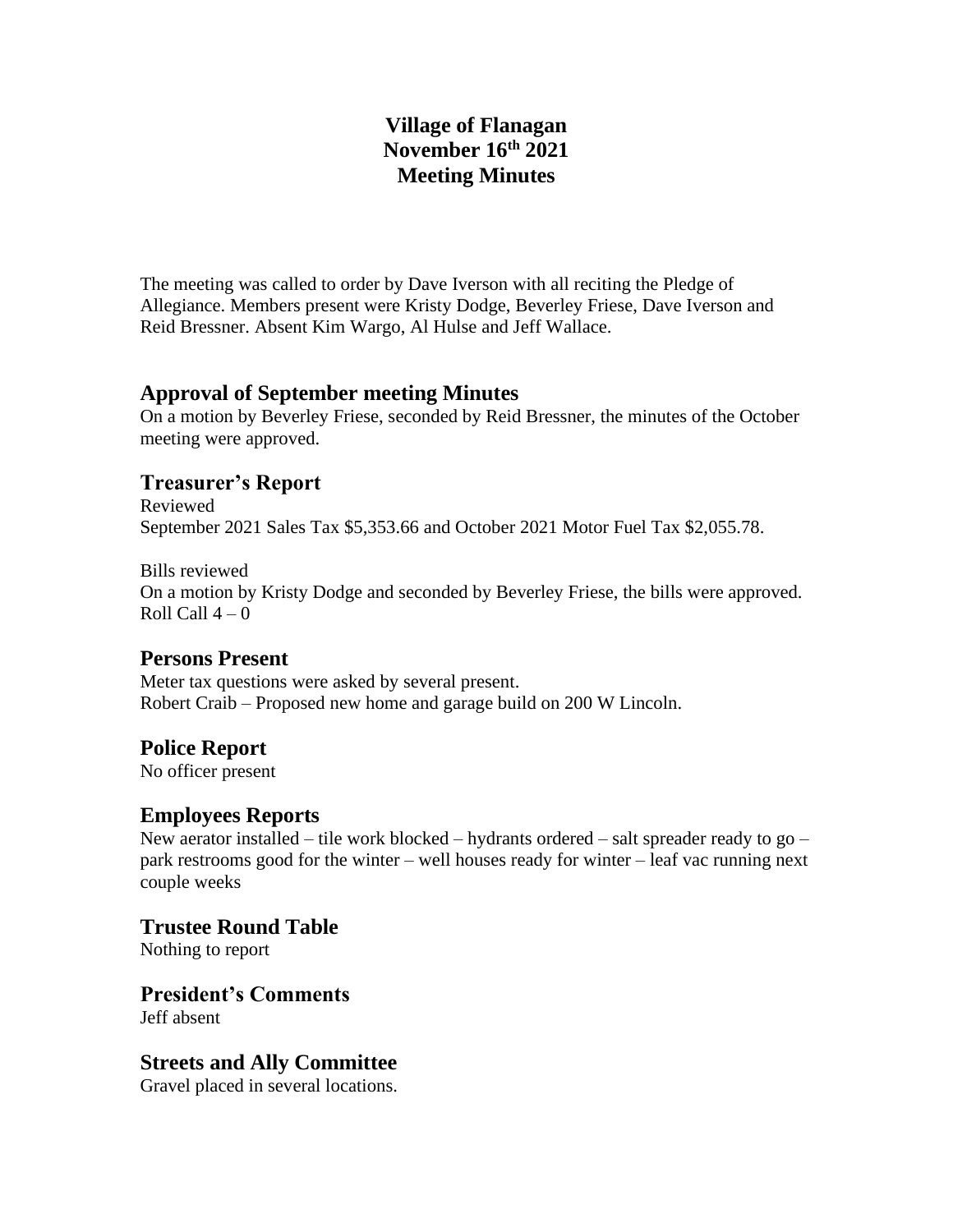# Village of Flanagan
# November 16th 2021
# Meeting Minutes

The meeting was called to order by Dave Iverson with all reciting the Pledge of Allegiance. Members present were Kristy Dodge, Beverley Friese, Dave Iverson and Reid Bressner. Absent Kim Wargo, Al Hulse and Jeff Wallace.

## Approval of September meeting Minutes

On a motion by Beverley Friese, seconded by Reid Bressner, the minutes of the October meeting were approved.

## Treasurer's Report

Reviewed
September 2021 Sales Tax $5,353.66 and October 2021 Motor Fuel Tax $2,055.78.

Bills reviewed
On a motion by Kristy Dodge and seconded by Beverley Friese, the bills were approved.
Roll Call 4 – 0

## Persons Present

Meter tax questions were asked by several present.
Robert Craib – Proposed new home and garage build on 200 W Lincoln.

## Police Report

No officer present

## Employees Reports

New aerator installed – tile work blocked – hydrants ordered – salt spreader ready to go – park restrooms good for the winter – well houses ready for winter – leaf vac running next couple weeks

## Trustee Round Table

Nothing to report

## President's Comments

Jeff absent

## Streets and Ally Committee

Gravel placed in several locations.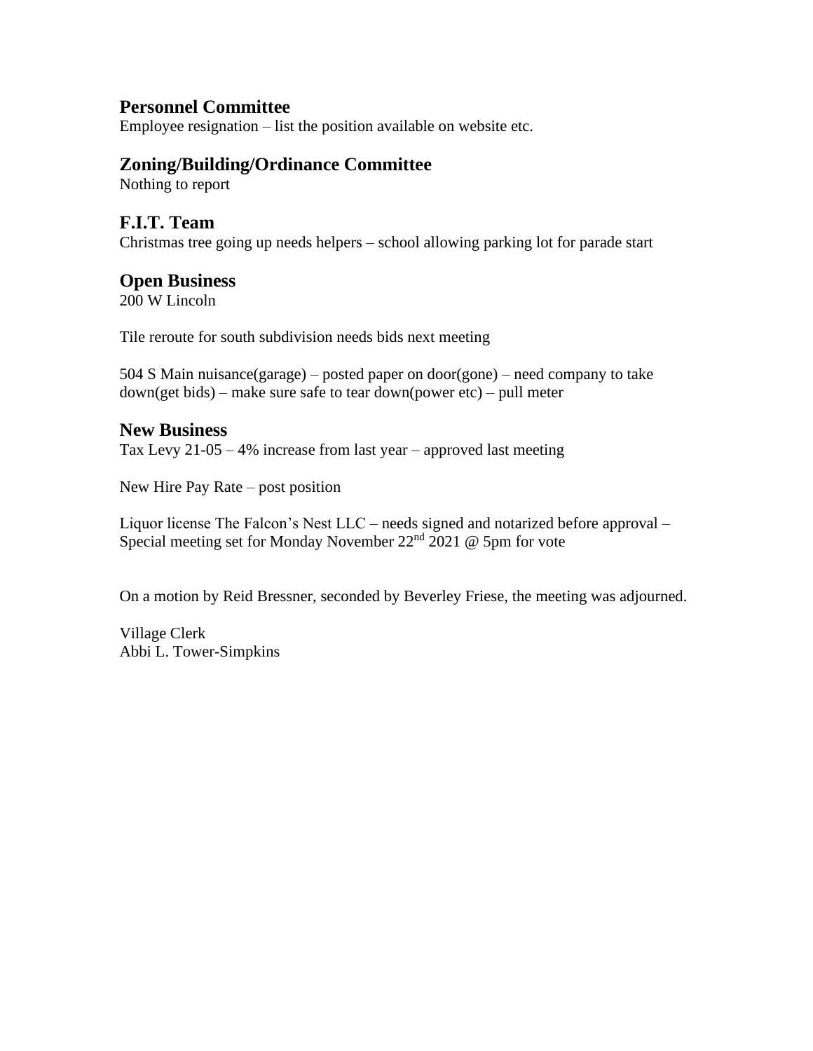## Personnel Committee

Employee resignation – list the position available on website etc.

## Zoning/Building/Ordinance Committee

Nothing to report

## F.I.T. Team

Christmas tree going up needs helpers – school allowing parking lot for parade start

## Open Business

200 W Lincoln

Tile reroute for south subdivision needs bids next meeting

504 S Main nuisance(garage) – posted paper on door(gone) – need company to take down(get bids) – make sure safe to tear down(power etc) – pull meter

## New Business

Tax Levy 21-05 – 4% increase from last year – approved last meeting

New Hire Pay Rate – post position

Liquor license The Falcon's Nest LLC – needs signed and notarized before approval – Special meeting set for Monday November 22nd 2021 @ 5pm for vote

On a motion by Reid Bressner, seconded by Beverley Friese, the meeting was adjourned.

Village Clerk
Abbi L. Tower-Simpkins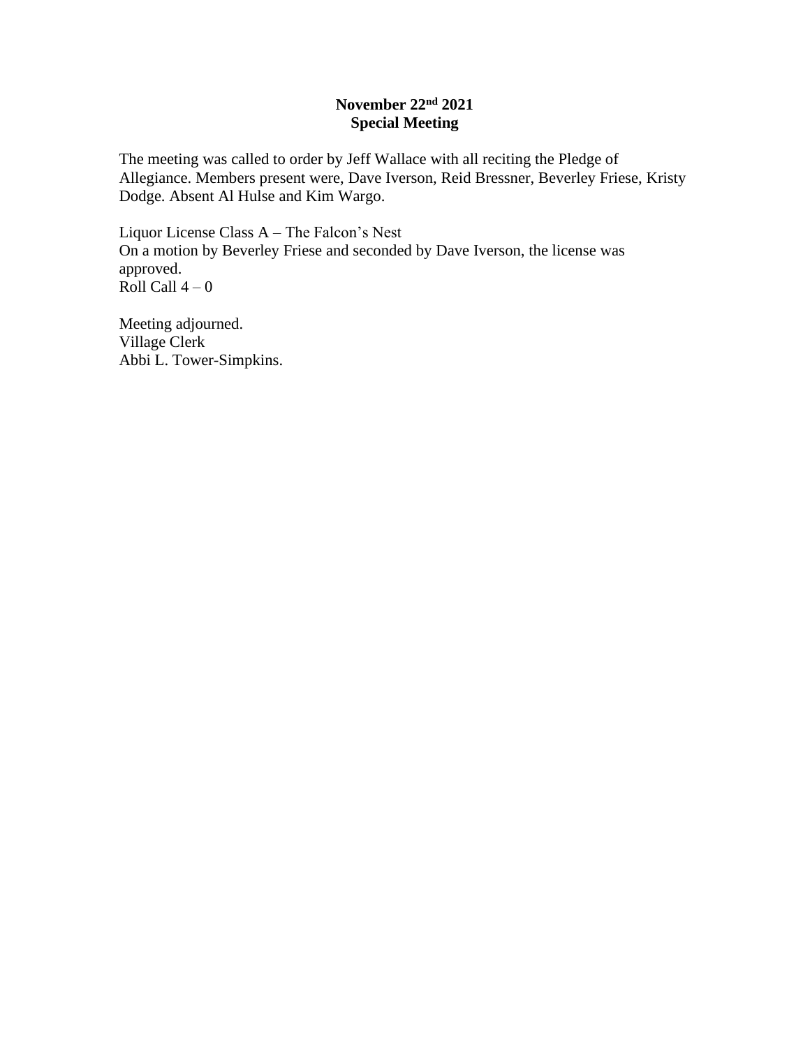**November 22nd 2021**
**Special Meeting**

The meeting was called to order by Jeff Wallace with all reciting the Pledge of Allegiance. Members present were, Dave Iverson, Reid Bressner, Beverley Friese, Kristy Dodge. Absent Al Hulse and Kim Wargo.

Liquor License Class A – The Falcon's Nest
On a motion by Beverley Friese and seconded by Dave Iverson, the license was approved.
Roll Call 4 – 0

Meeting adjourned.
Village Clerk
Abbi L. Tower-Simpkins.